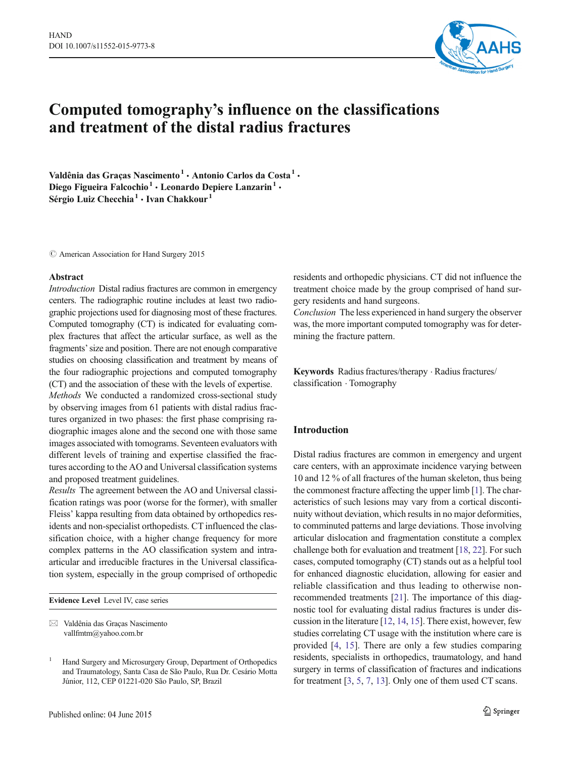# Computed tomography's influence on the classifications and treatment of the distal radius fractures

**Valdênia das Graças Nascimento[1] · Antonio Carlos da Costa[1] · Diego Figueira Falcochio[1] · Leonardo Depiere Lanzarin[1] · Sérgio Luiz Checchia[1] · Ivan Chakkour[1]**

© American Association for Hand Surgery 2015

## Abstract

*Introduction* Distal radius fractures are common in emergency centers. The radiographic routine includes at least two radiographic projections used for diagnosing most of these fractures. Computed tomography (CT) is indicated for evaluating complex fractures that affect the articular surface, as well as the fragments' size and position. There are not enough comparative studies on choosing classification and treatment by means of the four radiographic projections and computed tomography (CT) and the association of these with the levels of expertise.

*Methods* We conducted a randomized cross-sectional study by observing images from 61 patients with distal radius fractures organized in two phases: the first phase comprising radiographic images alone and the second one with those same images associated with tomograms. Seventeen evaluators with different levels of training and expertise classified the fractures according to the AO and Universal classification systems and proposed treatment guidelines.

*Results* The agreement between the AO and Universal classification ratings was poor (worse for the former), with smaller Fleiss' kappa resulting from data obtained by orthopedics residents and non-specialist orthopedists. CT influenced the classification choice, with a higher change frequency for more complex patterns in the AO classification system and intra-articular and irreducible fractures in the Universal classification system, especially in the group comprised of orthopedic residents and orthopedic physicians. CT did not influence the treatment choice made by the group comprised of hand surgery residents and hand surgeons.

*Conclusion* The less experienced in hand surgery the observer was, the more important computed tomography was for determining the fracture pattern.

**Keywords** Radius fractures/therapy · Radius fractures/classification · Tomography

**Evidence Level** Level IV, case series

✉ Valdênia das Graças Nascimento
vallfmtm@yahoo.com.br

[1] Hand Surgery and Microsurgery Group, Department of Orthopedics and Traumatology, Santa Casa de São Paulo, Rua Dr. Cesário Motta Júnior, 112, CEP 01221-020 São Paulo, SP, Brazil

## Introduction

Distal radius fractures are common in emergency and urgent care centers, with an approximate incidence varying between 10 and 12 % of all fractures of the human skeleton, thus being the commonest fracture affecting the upper limb [1]. The characteristics of such lesions may vary from a cortical discontinuity without deviation, which results in no major deformities, to comminuted patterns and large deviations. Those involving articular dislocation and fragmentation constitute a complex challenge both for evaluation and treatment [18, 22]. For such cases, computed tomography (CT) stands out as a helpful tool for enhanced diagnostic elucidation, allowing for easier and reliable classification and thus leading to otherwise non-recommended treatments [21]. The importance of this diagnostic tool for evaluating distal radius fractures is under discussion in the literature [12, 14, 15]. There exist, however, few studies correlating CT usage with the institution where care is provided [4, 15]. There are only a few studies comparing residents, specialists in orthopedics, traumatology, and hand surgery in terms of classification of fractures and indications for treatment [3, 5, 7, 13]. Only one of them used CT scans.

Published online: 04 June 2015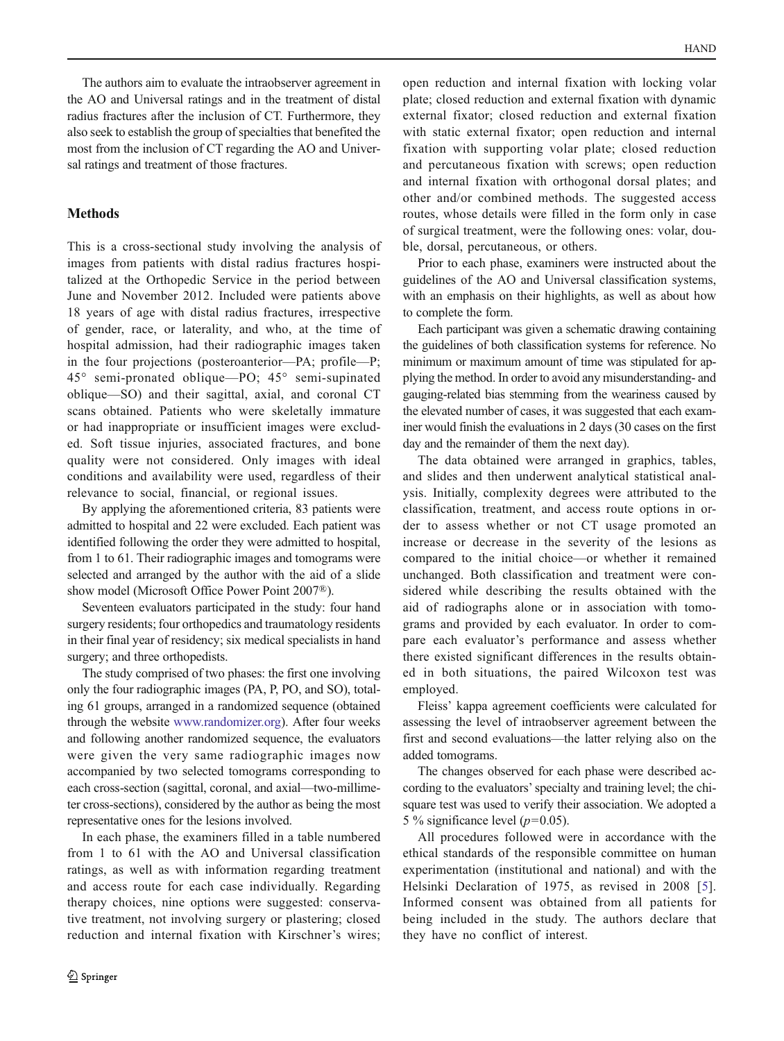The authors aim to evaluate the intraobserver agreement in the AO and Universal ratings and in the treatment of distal radius fractures after the inclusion of CT. Furthermore, they also seek to establish the group of specialties that benefited the most from the inclusion of CT regarding the AO and Universal ratings and treatment of those fractures.

## Methods

This is a cross-sectional study involving the analysis of images from patients with distal radius fractures hospitalized at the Orthopedic Service in the period between June and November 2012. Included were patients above 18 years of age with distal radius fractures, irrespective of gender, race, or laterality, and who, at the time of hospital admission, had their radiographic images taken in the four projections (posteroanterior—PA; profile—P; 45° semi-pronated oblique—PO; 45° semi-supinated oblique—SO) and their sagittal, axial, and coronal CT scans obtained. Patients who were skeletally immature or had inappropriate or insufficient images were excluded. Soft tissue injuries, associated fractures, and bone quality were not considered. Only images with ideal conditions and availability were used, regardless of their relevance to social, financial, or regional issues.

By applying the aforementioned criteria, 83 patients were admitted to hospital and 22 were excluded. Each patient was identified following the order they were admitted to hospital, from 1 to 61. Their radiographic images and tomograms were selected and arranged by the author with the aid of a slide show model (Microsoft Office Power Point 2007®).

Seventeen evaluators participated in the study: four hand surgery residents; four orthopedics and traumatology residents in their final year of residency; six medical specialists in hand surgery; and three orthopedists.

The study comprised of two phases: the first one involving only the four radiographic images (PA, P, PO, and SO), totaling 61 groups, arranged in a randomized sequence (obtained through the website www.randomizer.org). After four weeks and following another randomized sequence, the evaluators were given the very same radiographic images now accompanied by two selected tomograms corresponding to each cross-section (sagittal, coronal, and axial—two-millimeter cross-sections), considered by the author as being the most representative ones for the lesions involved.

In each phase, the examiners filled in a table numbered from 1 to 61 with the AO and Universal classification ratings, as well as with information regarding treatment and access route for each case individually. Regarding therapy choices, nine options were suggested: conservative treatment, not involving surgery or plastering; closed reduction and internal fixation with Kirschner's wires; open reduction and internal fixation with locking volar plate; closed reduction and external fixation with dynamic external fixator; closed reduction and external fixation with static external fixator; open reduction and internal fixation with supporting volar plate; closed reduction and percutaneous fixation with screws; open reduction and internal fixation with orthogonal dorsal plates; and other and/or combined methods. The suggested access routes, whose details were filled in the form only in case of surgical treatment, were the following ones: volar, double, dorsal, percutaneous, or others.

Prior to each phase, examiners were instructed about the guidelines of the AO and Universal classification systems, with an emphasis on their highlights, as well as about how to complete the form.

Each participant was given a schematic drawing containing the guidelines of both classification systems for reference. No minimum or maximum amount of time was stipulated for applying the method. In order to avoid any misunderstanding- and gauging-related bias stemming from the weariness caused by the elevated number of cases, it was suggested that each examiner would finish the evaluations in 2 days (30 cases on the first day and the remainder of them the next day).

The data obtained were arranged in graphics, tables, and slides and then underwent analytical statistical analysis. Initially, complexity degrees were attributed to the classification, treatment, and access route options in order to assess whether or not CT usage promoted an increase or decrease in the severity of the lesions as compared to the initial choice—or whether it remained unchanged. Both classification and treatment were considered while describing the results obtained with the aid of radiographs alone or in association with tomograms and provided by each evaluator. In order to compare each evaluator's performance and assess whether there existed significant differences in the results obtained in both situations, the paired Wilcoxon test was employed.

Fleiss' kappa agreement coefficients were calculated for assessing the level of intraobserver agreement between the first and second evaluations—the latter relying also on the added tomograms.

The changes observed for each phase were described according to the evaluators' specialty and training level; the chi-square test was used to verify their association. We adopted a 5 % significance level ($p=0.05$).

All procedures followed were in accordance with the ethical standards of the responsible committee on human experimentation (institutional and national) and with the Helsinki Declaration of 1975, as revised in 2008 [5]. Informed consent was obtained from all patients for being included in the study. The authors declare that they have no conflict of interest.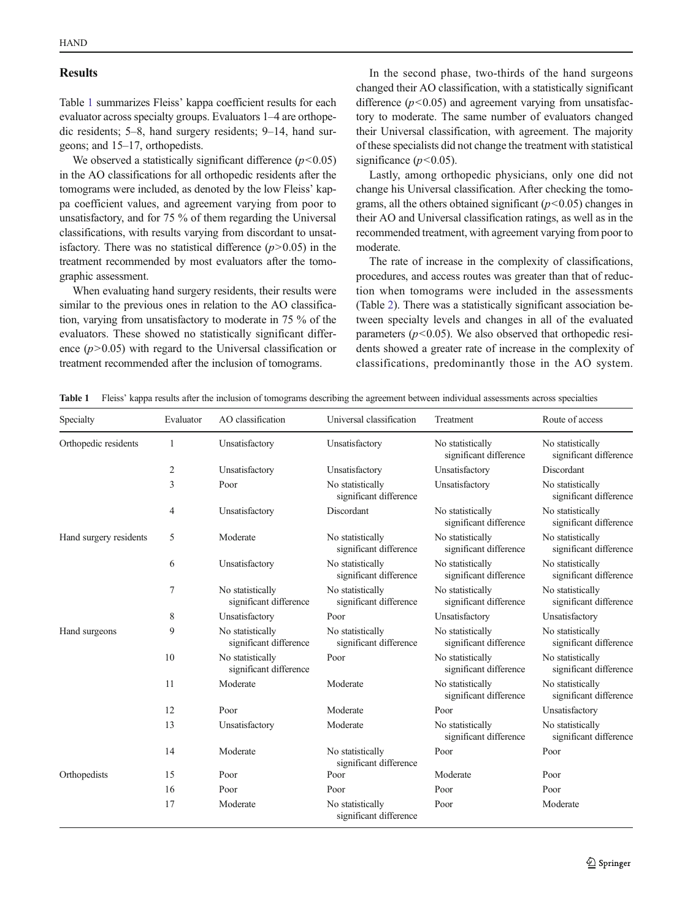## Results

Table 1 summarizes Fleiss' kappa coefficient results for each evaluator across specialty groups. Evaluators 1–4 are orthopedic residents; 5–8, hand surgery residents; 9–14, hand surgeons; and 15–17, orthopedists.

We observed a statistically significant difference ($p<0.05$) in the AO classifications for all orthopedic residents after the tomograms were included, as denoted by the low Fleiss' kappa coefficient values, and agreement varying from poor to unsatisfactory, and for 75 % of them regarding the Universal classifications, with results varying from discordant to unsatisfactory. There was no statistical difference ($p>0.05$) in the treatment recommended by most evaluators after the tomographic assessment.

When evaluating hand surgery residents, their results were similar to the previous ones in relation to the AO classification, varying from unsatisfactory to moderate in 75 % of the evaluators. These showed no statistically significant difference ($p>0.05$) with regard to the Universal classification or treatment recommended after the inclusion of tomograms.

In the second phase, two-thirds of the hand surgeons changed their AO classification, with a statistically significant difference ($p<0.05$) and agreement varying from unsatisfactory to moderate. The same number of evaluators changed their Universal classification, with agreement. The majority of these specialists did not change the treatment with statistical significance ($p<0.05$).

Lastly, among orthopedic physicians, only one did not change his Universal classification. After checking the tomograms, all the others obtained significant ($p<0.05$) changes in their AO and Universal classification ratings, as well as in the recommended treatment, with agreement varying from poor to moderate.

The rate of increase in the complexity of classifications, procedures, and access routes was greater than that of reduction when tomograms were included in the assessments (Table 2). There was a statistically significant association between specialty levels and changes in all of the evaluated parameters ($p<0.05$). We also observed that orthopedic residents showed a greater rate of increase in the complexity of classifications, predominantly those in the AO system.

**Table 1** Fleiss' kappa results after the inclusion of tomograms describing the agreement between individual assessments across specialties

| Specialty | Evaluator | AO classification | Universal classification | Treatment | Route of access |
|---|---|---|---|---|---|
| Orthopedic residents | 1 | Unsatisfactory | Unsatisfactory | No statistically significant difference | No statistically significant difference |
| | 2 | Unsatisfactory | Unsatisfactory | Unsatisfactory | Discordant |
| | 3 | Poor | No statistically significant difference | Unsatisfactory | No statistically significant difference |
| | 4 | Unsatisfactory | Discordant | No statistically significant difference | No statistically significant difference |
| Hand surgery residents | 5 | Moderate | No statistically significant difference | No statistically significant difference | No statistically significant difference |
| | 6 | Unsatisfactory | No statistically significant difference | No statistically significant difference | No statistically significant difference |
| | 7 | No statistically significant difference | No statistically significant difference | No statistically significant difference | No statistically significant difference |
| | 8 | Unsatisfactory | Poor | Unsatisfactory | Unsatisfactory |
| Hand surgeons | 9 | No statistically significant difference | No statistically significant difference | No statistically significant difference | No statistically significant difference |
| | 10 | No statistically significant difference | Poor | No statistically significant difference | No statistically significant difference |
| | 11 | Moderate | Moderate | No statistically significant difference | No statistically significant difference |
| | 12 | Poor | Moderate | Poor | Unsatisfactory |
| | 13 | Unsatisfactory | Moderate | No statistically significant difference | No statistically significant difference |
| | 14 | Moderate | No statistically significant difference | Poor | Poor |
| Orthopedists | 15 | Poor | Poor | Moderate | Poor |
| | 16 | Poor | Poor | Poor | Poor |
| | 17 | Moderate | No statistically significant difference | Poor | Moderate |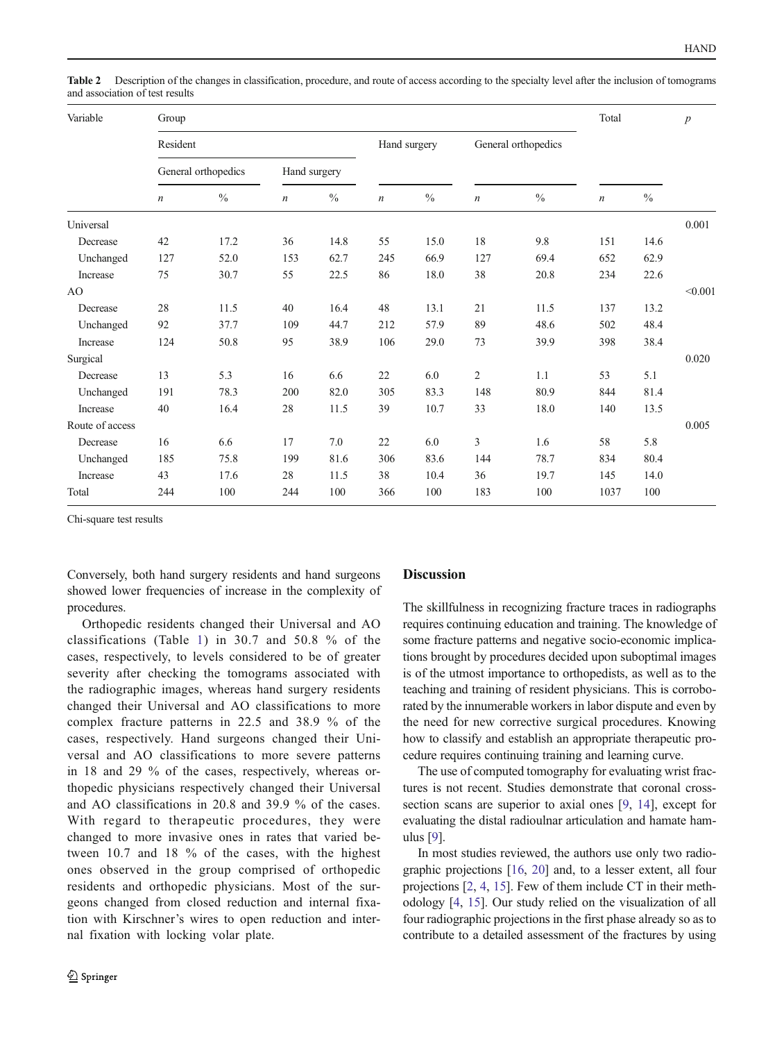**Table 2** Description of the changes in classification, procedure, and route of access according to the specialty level after the inclusion of tomograms and association of test results

| Variable | Group | | | | | | | | Total | | $p$ |
|---|---|---|---|---|---|---|---|---|---|---|---|
| | Resident | | | | Hand surgery | | General orthopedics | | | | |
| | General orthopedics | | Hand surgery | | | | | | | | |
| | $n$ | % | $n$ | % | $n$ | % | $n$ | % | $n$ | % | |
| Universal | | | | | | | | | | | 0.001 |
| Decrease | 42 | 17.2 | 36 | 14.8 | 55 | 15.0 | 18 | 9.8 | 151 | 14.6 | |
| Unchanged | 127 | 52.0 | 153 | 62.7 | 245 | 66.9 | 127 | 69.4 | 652 | 62.9 | |
| Increase | 75 | 30.7 | 55 | 22.5 | 86 | 18.0 | 38 | 20.8 | 234 | 22.6 | |
| AO | | | | | | | | | | | <0.001 |
| Decrease | 28 | 11.5 | 40 | 16.4 | 48 | 13.1 | 21 | 11.5 | 137 | 13.2 | |
| Unchanged | 92 | 37.7 | 109 | 44.7 | 212 | 57.9 | 89 | 48.6 | 502 | 48.4 | |
| Increase | 124 | 50.8 | 95 | 38.9 | 106 | 29.0 | 73 | 39.9 | 398 | 38.4 | |
| Surgical | | | | | | | | | | | 0.020 |
| Decrease | 13 | 5.3 | 16 | 6.6 | 22 | 6.0 | 2 | 1.1 | 53 | 5.1 | |
| Unchanged | 191 | 78.3 | 200 | 82.0 | 305 | 83.3 | 148 | 80.9 | 844 | 81.4 | |
| Increase | 40 | 16.4 | 28 | 11.5 | 39 | 10.7 | 33 | 18.0 | 140 | 13.5 | |
| Route of access | | | | | | | | | | | 0.005 |
| Decrease | 16 | 6.6 | 17 | 7.0 | 22 | 6.0 | 3 | 1.6 | 58 | 5.8 | |
| Unchanged | 185 | 75.8 | 199 | 81.6 | 306 | 83.6 | 144 | 78.7 | 834 | 80.4 | |
| Increase | 43 | 17.6 | 28 | 11.5 | 38 | 10.4 | 36 | 19.7 | 145 | 14.0 | |
| Total | 244 | 100 | 244 | 100 | 366 | 100 | 183 | 100 | 1037 | 100 | |

Chi-square test results

Conversely, both hand surgery residents and hand surgeons showed lower frequencies of increase in the complexity of procedures.

Orthopedic residents changed their Universal and AO classifications (Table 1) in 30.7 and 50.8 % of the cases, respectively, to levels considered to be of greater severity after checking the tomograms associated with the radiographic images, whereas hand surgery residents changed their Universal and AO classifications to more complex fracture patterns in 22.5 and 38.9 % of the cases, respectively. Hand surgeons changed their Universal and AO classifications to more severe patterns in 18 and 29 % of the cases, respectively, whereas orthopedic physicians respectively changed their Universal and AO classifications in 20.8 and 39.9 % of the cases. With regard to therapeutic procedures, they were changed to more invasive ones in rates that varied between 10.7 and 18 % of the cases, with the highest ones observed in the group comprised of orthopedic residents and orthopedic physicians. Most of the surgeons changed from closed reduction and internal fixation with Kirschner's wires to open reduction and internal fixation with locking volar plate.

## Discussion

The skillfulness in recognizing fracture traces in radiographs requires continuing education and training. The knowledge of some fracture patterns and negative socio-economic implications brought by procedures decided upon suboptimal images is of the utmost importance to orthopedists, as well as to the teaching and training of resident physicians. This is corroborated by the innumerable workers in labor dispute and even by the need for new corrective surgical procedures. Knowing how to classify and establish an appropriate therapeutic procedure requires continuing training and learning curve.

The use of computed tomography for evaluating wrist fractures is not recent. Studies demonstrate that coronal cross-section scans are superior to axial ones [9, 14], except for evaluating the distal radioulnar articulation and hamate hamulus [9].

In most studies reviewed, the authors use only two radiographic projections [16, 20] and, to a lesser extent, all four projections [2, 4, 15]. Few of them include CT in their methodology [4, 15]. Our study relied on the visualization of all four radiographic projections in the first phase already so as to contribute to a detailed assessment of the fractures by using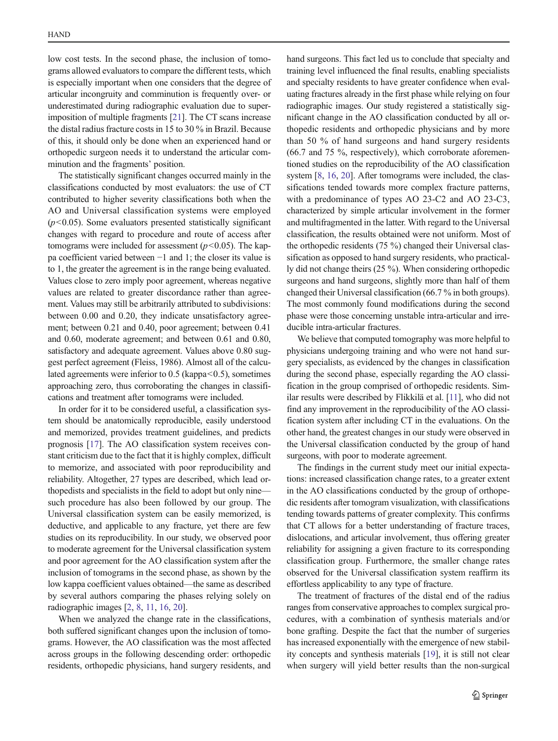low cost tests. In the second phase, the inclusion of tomograms allowed evaluators to compare the different tests, which is especially important when one considers that the degree of articular incongruity and comminution is frequently over- or underestimated during radiographic evaluation due to superimposition of multiple fragments [21]. The CT scans increase the distal radius fracture costs in 15 to 30 % in Brazil. Because of this, it should only be done when an experienced hand or orthopedic surgeon needs it to understand the articular comminution and the fragments' position.

The statistically significant changes occurred mainly in the classifications conducted by most evaluators: the use of CT contributed to higher severity classifications both when the AO and Universal classification systems were employed ($p<0.05$). Some evaluators presented statistically significant changes with regard to procedure and route of access after tomograms were included for assessment ($p<0.05$). The kappa coefficient varied between −1 and 1; the closer its value is to 1, the greater the agreement is in the range being evaluated. Values close to zero imply poor agreement, whereas negative values are related to greater discordance rather than agreement. Values may still be arbitrarily attributed to subdivisions: between 0.00 and 0.20, they indicate unsatisfactory agreement; between 0.21 and 0.40, poor agreement; between 0.41 and 0.60, moderate agreement; and between 0.61 and 0.80, satisfactory and adequate agreement. Values above 0.80 suggest perfect agreement (Fleiss, 1986). Almost all of the calculated agreements were inferior to 0.5 (kappa<0.5), sometimes approaching zero, thus corroborating the changes in classifications and treatment after tomograms were included.

In order for it to be considered useful, a classification system should be anatomically reproducible, easily understood and memorized, provides treatment guidelines, and predicts prognosis [17]. The AO classification system receives constant criticism due to the fact that it is highly complex, difficult to memorize, and associated with poor reproducibility and reliability. Altogether, 27 types are described, which lead orthopedists and specialists in the field to adopt but only nine—such procedure has also been followed by our group. The Universal classification system can be easily memorized, is deductive, and applicable to any fracture, yet there are few studies on its reproducibility. In our study, we observed poor to moderate agreement for the Universal classification system and poor agreement for the AO classification system after the inclusion of tomograms in the second phase, as shown by the low kappa coefficient values obtained—the same as described by several authors comparing the phases relying solely on radiographic images [2, 8, 11, 16, 20].

When we analyzed the change rate in the classifications, both suffered significant changes upon the inclusion of tomograms. However, the AO classification was the most affected across groups in the following descending order: orthopedic residents, orthopedic physicians, hand surgery residents, and hand surgeons. This fact led us to conclude that specialty and training level influenced the final results, enabling specialists and specialty residents to have greater confidence when evaluating fractures already in the first phase while relying on four radiographic images. Our study registered a statistically significant change in the AO classification conducted by all orthopedic residents and orthopedic physicians and by more than 50 % of hand surgeons and hand surgery residents (66.7 and 75 %, respectively), which corroborate aforementioned studies on the reproducibility of the AO classification system [8, 16, 20]. After tomograms were included, the classifications tended towards more complex fracture patterns, with a predominance of types AO 23-C2 and AO 23-C3, characterized by simple articular involvement in the former and multifragmented in the latter. With regard to the Universal classification, the results obtained were not uniform. Most of the orthopedic residents (75 %) changed their Universal classification as opposed to hand surgery residents, who practically did not change theirs (25 %). When considering orthopedic surgeons and hand surgeons, slightly more than half of them changed their Universal classification (66.7 % in both groups). The most commonly found modifications during the second phase were those concerning unstable intra-articular and irreducible intra-articular fractures.

We believe that computed tomography was more helpful to physicians undergoing training and who were not hand surgery specialists, as evidenced by the changes in classification during the second phase, especially regarding the AO classification in the group comprised of orthopedic residents. Similar results were described by Flikkilä et al. [11], who did not find any improvement in the reproducibility of the AO classification system after including CT in the evaluations. On the other hand, the greatest changes in our study were observed in the Universal classification conducted by the group of hand surgeons, with poor to moderate agreement.

The findings in the current study meet our initial expectations: increased classification change rates, to a greater extent in the AO classifications conducted by the group of orthopedic residents after tomogram visualization, with classifications tending towards patterns of greater complexity. This confirms that CT allows for a better understanding of fracture traces, dislocations, and articular involvement, thus offering greater reliability for assigning a given fracture to its corresponding classification group. Furthermore, the smaller change rates observed for the Universal classification system reaffirm its effortless applicability to any type of fracture.

The treatment of fractures of the distal end of the radius ranges from conservative approaches to complex surgical procedures, with a combination of synthesis materials and/or bone grafting. Despite the fact that the number of surgeries has increased exponentially with the emergence of new stability concepts and synthesis materials [19], it is still not clear when surgery will yield better results than the non-surgical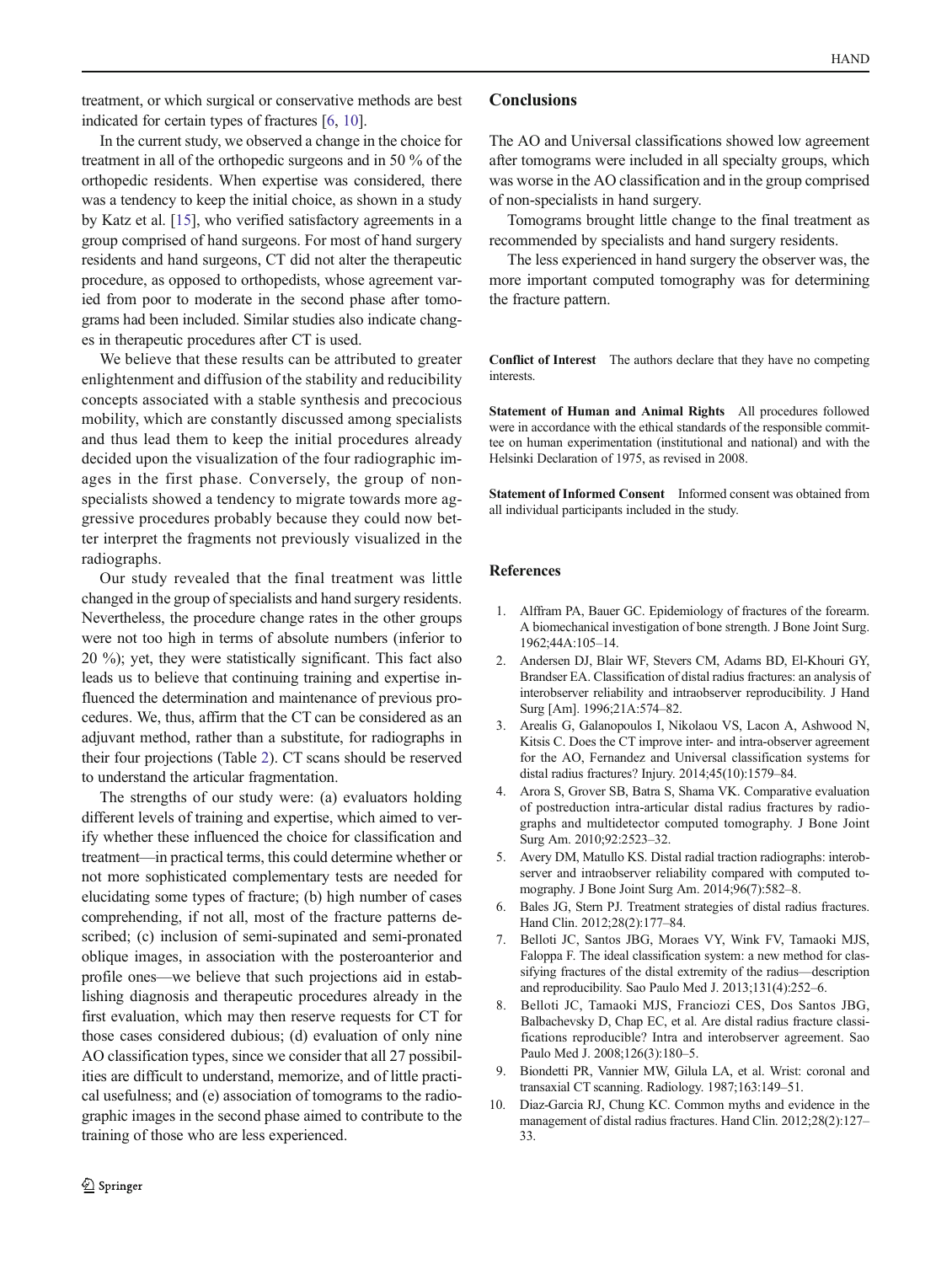treatment, or which surgical or conservative methods are best indicated for certain types of fractures [6, 10].

In the current study, we observed a change in the choice for treatment in all of the orthopedic surgeons and in 50 % of the orthopedic residents. When expertise was considered, there was a tendency to keep the initial choice, as shown in a study by Katz et al. [15], who verified satisfactory agreements in a group comprised of hand surgeons. For most of hand surgery residents and hand surgeons, CT did not alter the therapeutic procedure, as opposed to orthopedists, whose agreement varied from poor to moderate in the second phase after tomograms had been included. Similar studies also indicate changes in therapeutic procedures after CT is used.

We believe that these results can be attributed to greater enlightenment and diffusion of the stability and reducibility concepts associated with a stable synthesis and precocious mobility, which are constantly discussed among specialists and thus lead them to keep the initial procedures already decided upon the visualization of the four radiographic images in the first phase. Conversely, the group of non-specialists showed a tendency to migrate towards more aggressive procedures probably because they could now better interpret the fragments not previously visualized in the radiographs.

Our study revealed that the final treatment was little changed in the group of specialists and hand surgery residents. Nevertheless, the procedure change rates in the other groups were not too high in terms of absolute numbers (inferior to 20 %); yet, they were statistically significant. This fact also leads us to believe that continuing training and expertise influenced the determination and maintenance of previous procedures. We, thus, affirm that the CT can be considered as an adjuvant method, rather than a substitute, for radiographs in their four projections (Table 2). CT scans should be reserved to understand the articular fragmentation.

The strengths of our study were: (a) evaluators holding different levels of training and expertise, which aimed to verify whether these influenced the choice for classification and treatment—in practical terms, this could determine whether or not more sophisticated complementary tests are needed for elucidating some types of fracture; (b) high number of cases comprehending, if not all, most of the fracture patterns described; (c) inclusion of semi-supinated and semi-pronated oblique images, in association with the posteroanterior and profile ones—we believe that such projections aid in establishing diagnosis and therapeutic procedures already in the first evaluation, which may then reserve requests for CT for those cases considered dubious; (d) evaluation of only nine AO classification types, since we consider that all 27 possibilities are difficult to understand, memorize, and of little practical usefulness; and (e) association of tomograms to the radiographic images in the second phase aimed to contribute to the training of those who are less experienced.

## Conclusions

The AO and Universal classifications showed low agreement after tomograms were included in all specialty groups, which was worse in the AO classification and in the group comprised of non-specialists in hand surgery.

Tomograms brought little change to the final treatment as recommended by specialists and hand surgery residents.

The less experienced in hand surgery the observer was, the more important computed tomography was for determining the fracture pattern.

**Conflict of Interest** The authors declare that they have no competing interests.

**Statement of Human and Animal Rights** All procedures followed were in accordance with the ethical standards of the responsible committee on human experimentation (institutional and national) and with the Helsinki Declaration of 1975, as revised in 2008.

**Statement of Informed Consent** Informed consent was obtained from all individual participants included in the study.

## References

1. Alffram PA, Bauer GC. Epidemiology of fractures of the forearm. A biomechanical investigation of bone strength. J Bone Joint Surg. 1962;44A:105–14.
2. Andersen DJ, Blair WF, Stevers CM, Adams BD, El-Khouri GY, Brandser EA. Classification of distal radius fractures: an analysis of interobserver reliability and intraobserver reproducibility. J Hand Surg [Am]. 1996;21A:574–82.
3. Arealis G, Galanopoulos I, Nikolaou VS, Lacon A, Ashwood N, Kitsis C. Does the CT improve inter- and intra-observer agreement for the AO, Fernandez and Universal classification systems for distal radius fractures? Injury. 2014;45(10):1579–84.
4. Arora S, Grover SB, Batra S, Shama VK. Comparative evaluation of postreduction intra-articular distal radius fractures by radiographs and multidetector computed tomography. J Bone Joint Surg Am. 2010;92:2523–32.
5. Avery DM, Matullo KS. Distal radial traction radiographs: interobserver and intraobserver reliability compared with computed tomography. J Bone Joint Surg Am. 2014;96(7):582–8.
6. Bales JG, Stern PJ. Treatment strategies of distal radius fractures. Hand Clin. 2012;28(2):177–84.
7. Belloti JC, Santos JBG, Moraes VY, Wink FV, Tamaoki MJS, Faloppa F. The ideal classification system: a new method for classifying fractures of the distal extremity of the radius—description and reproducibility. Sao Paulo Med J. 2013;131(4):252–6.
8. Belloti JC, Tamaoki MJS, Franciozi CES, Dos Santos JBG, Balbachevsky D, Chap EC, et al. Are distal radius fracture classifications reproducible? Intra and interobserver agreement. Sao Paulo Med J. 2008;126(3):180–5.
9. Biondetti PR, Vannier MW, Gilula LA, et al. Wrist: coronal and transaxial CT scanning. Radiology. 1987;163:149–51.
10. Diaz-Garcia RJ, Chung KC. Common myths and evidence in the management of distal radius fractures. Hand Clin. 2012;28(2):127–33.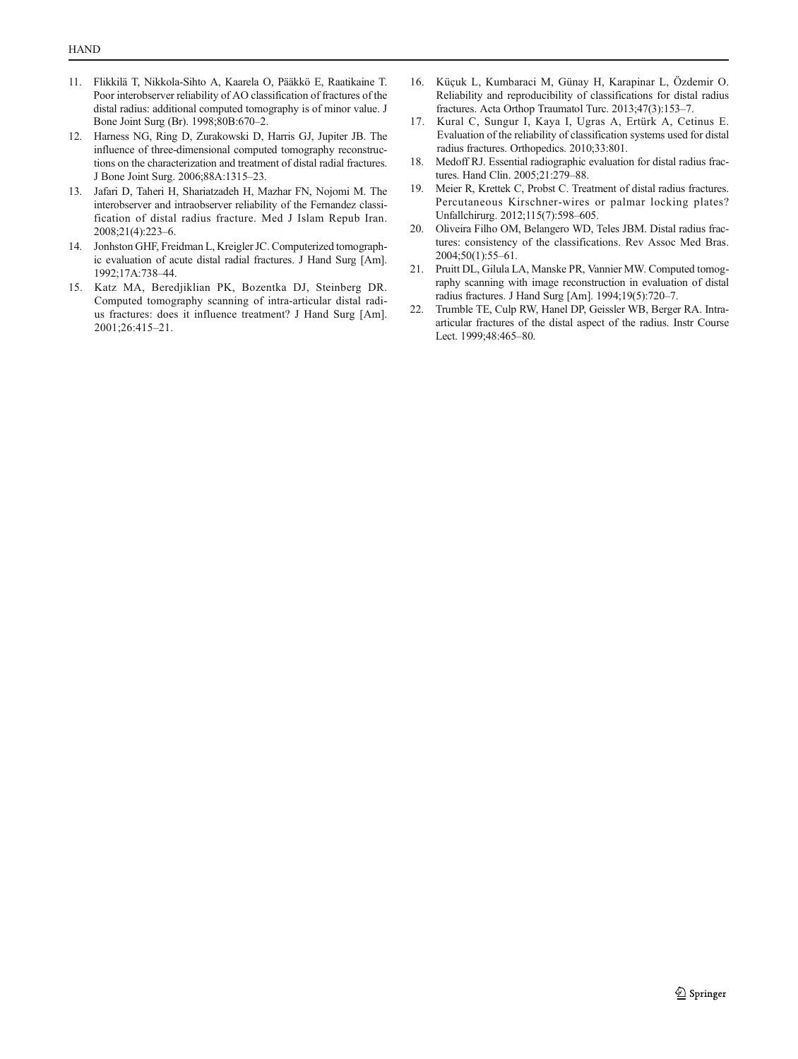11. Flikkilä T, Nikkola-Sihto A, Kaarela O, Pääkkö E, Raatikaine T. Poor interobserver reliability of AO classification of fractures of the distal radius: additional computed tomography is of minor value. J Bone Joint Surg (Br). 1998;80B:670–2.
12. Harness NG, Ring D, Zurakowski D, Harris GJ, Jupiter JB. The influence of three-dimensional computed tomography reconstructions on the characterization and treatment of distal radial fractures. J Bone Joint Surg. 2006;88A:1315–23.
13. Jafari D, Taheri H, Shariatzadeh H, Mazhar FN, Nojomi M. The interobserver and intraobserver reliability of the Fernandez classification of distal radius fracture. Med J Islam Repub Iran. 2008;21(4):223–6.
14. Jonhston GHF, Freidman L, Kreigler JC. Computerized tomographic evaluation of acute distal radial fractures. J Hand Surg [Am]. 1992;17A:738–44.
15. Katz MA, Beredjiklian PK, Bozentka DJ, Steinberg DR. Computed tomography scanning of intra-articular distal radius fractures: does it influence treatment? J Hand Surg [Am]. 2001;26:415–21.
16. Küçuk L, Kumbaraci M, Günay H, Karapinar L, Özdemir O. Reliability and reproducibility of classifications for distal radius fractures. Acta Orthop Traumatol Turc. 2013;47(3):153–7.
17. Kural C, Sungur I, Kaya I, Ugras A, Ertürk A, Cetinus E. Evaluation of the reliability of classification systems used for distal radius fractures. Orthopedics. 2010;33:801.
18. Medoff RJ. Essential radiographic evaluation for distal radius fractures. Hand Clin. 2005;21:279–88.
19. Meier R, Krettek C, Probst C. Treatment of distal radius fractures. Percutaneous Kirschner-wires or palmar locking plates? Unfallchirurg. 2012;115(7):598–605.
20. Oliveira Filho OM, Belangero WD, Teles JBM. Distal radius fractures: consistency of the classifications. Rev Assoc Med Bras. 2004;50(1):55–61.
21. Pruitt DL, Gilula LA, Manske PR, Vannier MW. Computed tomography scanning with image reconstruction in evaluation of distal radius fractures. J Hand Surg [Am]. 1994;19(5):720–7.
22. Trumble TE, Culp RW, Hanel DP, Geissler WB, Berger RA. Intra-articular fractures of the distal aspect of the radius. Instr Course Lect. 1999;48:465–80.